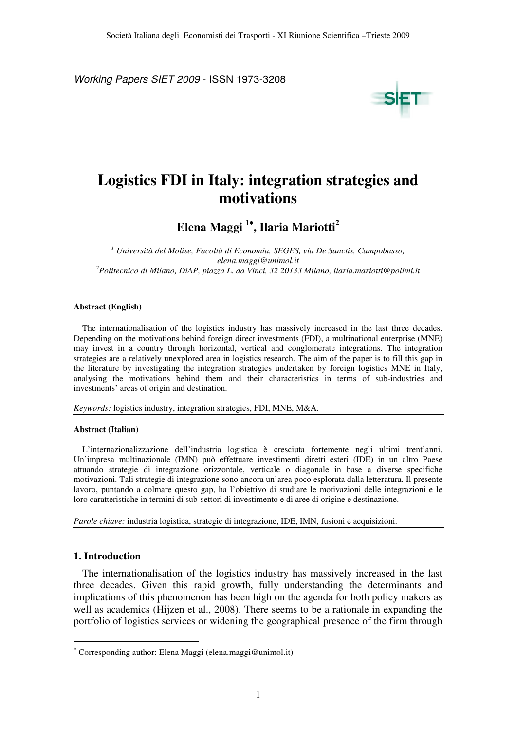Working Papers SIET 2009 - ISSN 1973-3208

# Logistics FDI in Italy: integration strategies and motivations

**Elena Maggi [1*], Ilaria Mariotti[2]**

[1] *Università del Molise, Facoltà di Economia, SEGES, via De Sanctis, Campobasso, elena.maggi@unimol.it*
[2] *Politecnico di Milano, DiAP, piazza L. da Vinci, 32 20133 Milano, ilaria.mariotti@polimi.it*

---

**Abstract (English)**

The internationalisation of the logistics industry has massively increased in the last three decades. Depending on the motivations behind foreign direct investments (FDI), a multinational enterprise (MNE) may invest in a country through horizontal, vertical and conglomerate integrations. The integration strategies are a relatively unexplored area in logistics research. The aim of the paper is to fill this gap in the literature by investigating the integration strategies undertaken by foreign logistics MNE in Italy, analysing the motivations behind them and their characteristics in terms of sub-industries and investments' areas of origin and destination.

*Keywords:* logistics industry, integration strategies, FDI, MNE, M&A.

---

**Abstract (Italian)**

L'internazionalizzazione dell'industria logistica è cresciuta fortemente negli ultimi trent'anni. Un'impresa multinazionale (IMN) può effettuare investimenti diretti esteri (IDE) in un altro Paese attuando strategie di integrazione orizzontale, verticale o diagonale in base a diverse specifiche motivazioni. Tali strategie di integrazione sono ancora un'area poco esplorata dalla letteratura. Il presente lavoro, puntando a colmare questo gap, ha l'obiettivo di studiare le motivazioni delle integrazioni e le loro caratteristiche in termini di sub-settori di investimento e di aree di origine e destinazione.

*Parole chiave:* industria logistica, strategie di integrazione, IDE, IMN, fusioni e acquisizioni.

---

## 1. Introduction

The internationalisation of the logistics industry has massively increased in the last three decades. Given this rapid growth, fully understanding the determinants and implications of this phenomenon has been high on the agenda for both policy makers as well as academics (Hijzen et al., 2008). There seems to be a rationale in expanding the portfolio of logistics services or widening the geographical presence of the firm through

---

[*] Corresponding author: Elena Maggi (elena.maggi@unimol.it)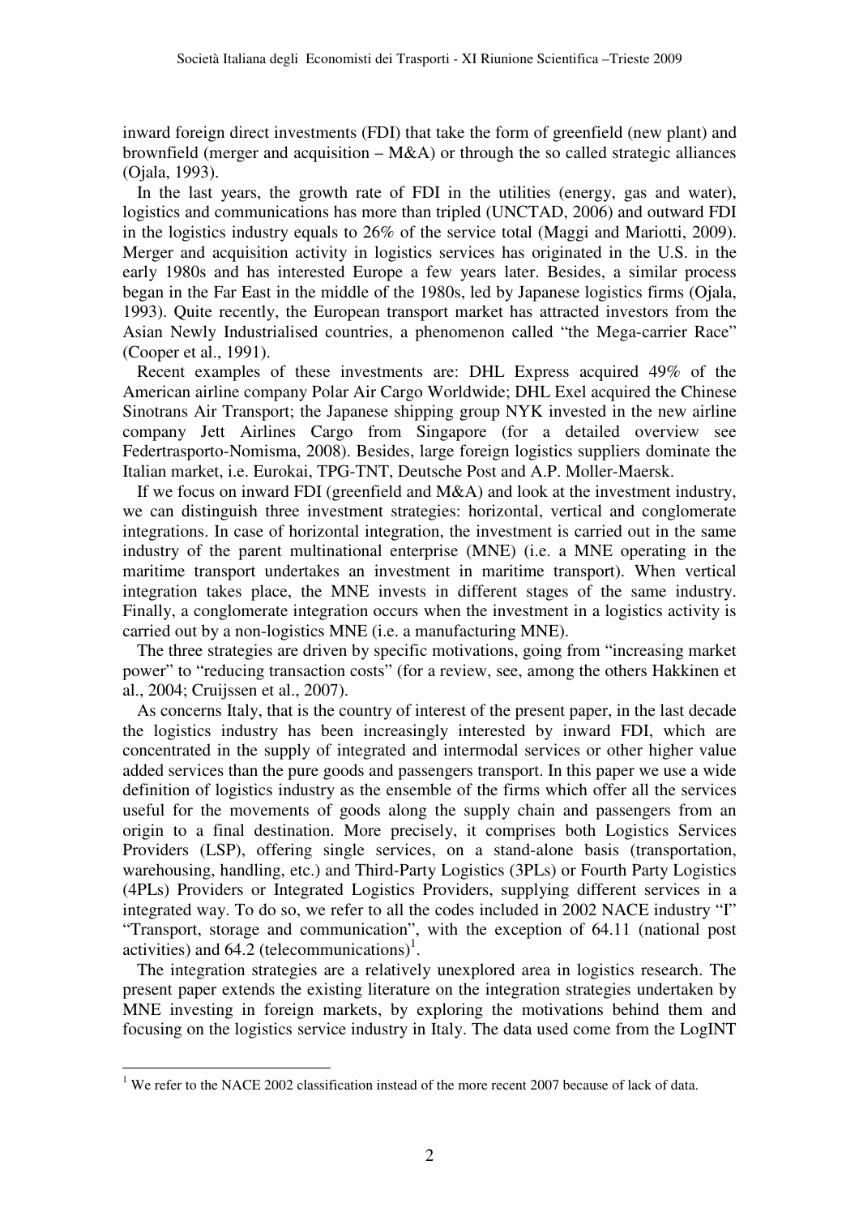inward foreign direct investments (FDI) that take the form of greenfield (new plant) and brownfield (merger and acquisition – M&A) or through the so called strategic alliances (Ojala, 1993).

In the last years, the growth rate of FDI in the utilities (energy, gas and water), logistics and communications has more than tripled (UNCTAD, 2006) and outward FDI in the logistics industry equals to 26% of the service total (Maggi and Mariotti, 2009). Merger and acquisition activity in logistics services has originated in the U.S. in the early 1980s and has interested Europe a few years later. Besides, a similar process began in the Far East in the middle of the 1980s, led by Japanese logistics firms (Ojala, 1993). Quite recently, the European transport market has attracted investors from the Asian Newly Industrialised countries, a phenomenon called "the Mega-carrier Race" (Cooper et al., 1991).

Recent examples of these investments are: DHL Express acquired 49% of the American airline company Polar Air Cargo Worldwide; DHL Exel acquired the Chinese Sinotrans Air Transport; the Japanese shipping group NYK invested in the new airline company Jett Airlines Cargo from Singapore (for a detailed overview see Federtrasporto-Nomisma, 2008). Besides, large foreign logistics suppliers dominate the Italian market, i.e. Eurokai, TPG-TNT, Deutsche Post and A.P. Moller-Maersk.

If we focus on inward FDI (greenfield and M&A) and look at the investment industry, we can distinguish three investment strategies: horizontal, vertical and conglomerate integrations. In case of horizontal integration, the investment is carried out in the same industry of the parent multinational enterprise (MNE) (i.e. a MNE operating in the maritime transport undertakes an investment in maritime transport). When vertical integration takes place, the MNE invests in different stages of the same industry. Finally, a conglomerate integration occurs when the investment in a logistics activity is carried out by a non-logistics MNE (i.e. a manufacturing MNE).

The three strategies are driven by specific motivations, going from "increasing market power" to "reducing transaction costs" (for a review, see, among the others Hakkinen et al., 2004; Cruijssen et al., 2007).

As concerns Italy, that is the country of interest of the present paper, in the last decade the logistics industry has been increasingly interested by inward FDI, which are concentrated in the supply of integrated and intermodal services or other higher value added services than the pure goods and passengers transport. In this paper we use a wide definition of logistics industry as the ensemble of the firms which offer all the services useful for the movements of goods along the supply chain and passengers from an origin to a final destination. More precisely, it comprises both Logistics Services Providers (LSP), offering single services, on a stand-alone basis (transportation, warehousing, handling, etc.) and Third-Party Logistics (3PLs) or Fourth Party Logistics (4PLs) Providers or Integrated Logistics Providers, supplying different services in a integrated way. To do so, we refer to all the codes included in 2002 NACE industry "I" "Transport, storage and communication", with the exception of 64.11 (national post activities) and 64.2 (telecommunications)[1].

The integration strategies are a relatively unexplored area in logistics research. The present paper extends the existing literature on the integration strategies undertaken by MNE investing in foreign markets, by exploring the motivations behind them and focusing on the logistics service industry in Italy. The data used come from the LogINT

[1] We refer to the NACE 2002 classification instead of the more recent 2007 because of lack of data.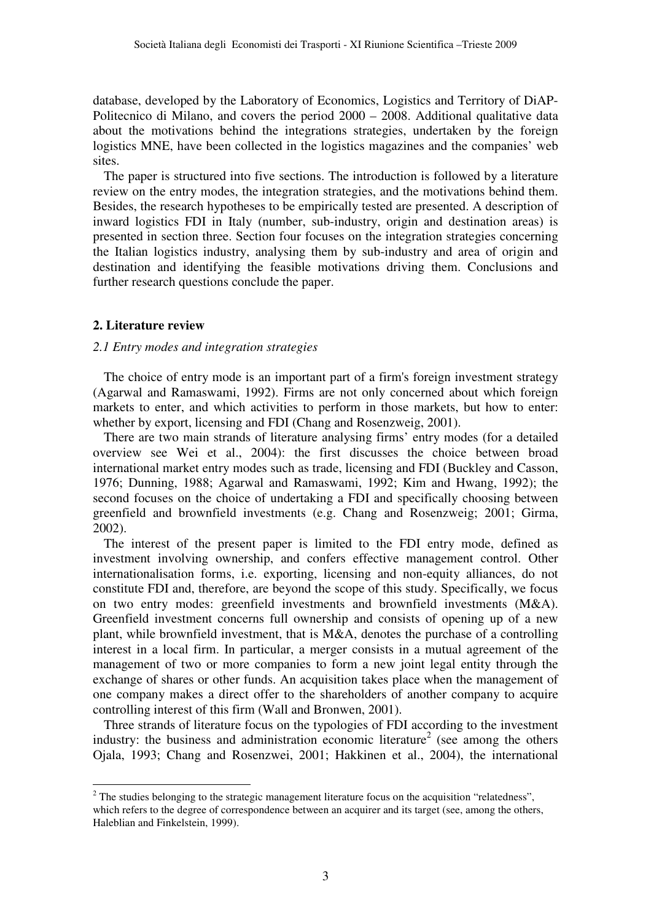database, developed by the Laboratory of Economics, Logistics and Territory of DiAP-Politecnico di Milano, and covers the period 2000 – 2008. Additional qualitative data about the motivations behind the integrations strategies, undertaken by the foreign logistics MNE, have been collected in the logistics magazines and the companies' web sites.

The paper is structured into five sections. The introduction is followed by a literature review on the entry modes, the integration strategies, and the motivations behind them. Besides, the research hypotheses to be empirically tested are presented. A description of inward logistics FDI in Italy (number, sub-industry, origin and destination areas) is presented in section three. Section four focuses on the integration strategies concerning the Italian logistics industry, analysing them by sub-industry and area of origin and destination and identifying the feasible motivations driving them. Conclusions and further research questions conclude the paper.

## 2. Literature review

### *2.1 Entry modes and integration strategies*

The choice of entry mode is an important part of a firm's foreign investment strategy (Agarwal and Ramaswami, 1992). Firms are not only concerned about which foreign markets to enter, and which activities to perform in those markets, but how to enter: whether by export, licensing and FDI (Chang and Rosenzweig, 2001).

There are two main strands of literature analysing firms' entry modes (for a detailed overview see Wei et al., 2004): the first discusses the choice between broad international market entry modes such as trade, licensing and FDI (Buckley and Casson, 1976; Dunning, 1988; Agarwal and Ramaswami, 1992; Kim and Hwang, 1992); the second focuses on the choice of undertaking a FDI and specifically choosing between greenfield and brownfield investments (e.g. Chang and Rosenzweig; 2001; Girma, 2002).

The interest of the present paper is limited to the FDI entry mode, defined as investment involving ownership, and confers effective management control. Other internationalisation forms, i.e. exporting, licensing and non-equity alliances, do not constitute FDI and, therefore, are beyond the scope of this study. Specifically, we focus on two entry modes: greenfield investments and brownfield investments (M&A). Greenfield investment concerns full ownership and consists of opening up of a new plant, while brownfield investment, that is M&A, denotes the purchase of a controlling interest in a local firm. In particular, a merger consists in a mutual agreement of the management of two or more companies to form a new joint legal entity through the exchange of shares or other funds. An acquisition takes place when the management of one company makes a direct offer to the shareholders of another company to acquire controlling interest of this firm (Wall and Bronwen, 2001).

Three strands of literature focus on the typologies of FDI according to the investment industry: the business and administration economic literature[2] (see among the others Ojala, 1993; Chang and Rosenzwei, 2001; Hakkinen et al., 2004), the international

[2] The studies belonging to the strategic management literature focus on the acquisition "relatedness", which refers to the degree of correspondence between an acquirer and its target (see, among the others, Haleblian and Finkelstein, 1999).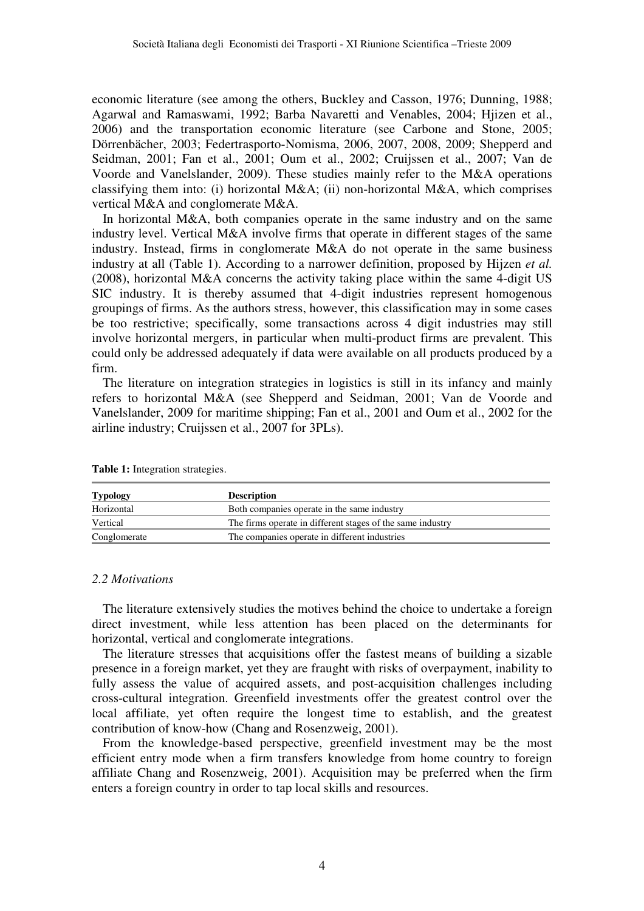economic literature (see among the others, Buckley and Casson, 1976; Dunning, 1988; Agarwal and Ramaswami, 1992; Barba Navaretti and Venables, 2004; Hjizen et al., 2006) and the transportation economic literature (see Carbone and Stone, 2005; Dörrenbächer, 2003; Federtrasporto-Nomisma, 2006, 2007, 2008, 2009; Shepperd and Seidman, 2001; Fan et al., 2001; Oum et al., 2002; Cruijssen et al., 2007; Van de Voorde and Vanelslander, 2009). These studies mainly refer to the M&A operations classifying them into: (i) horizontal M&A; (ii) non-horizontal M&A, which comprises vertical M&A and conglomerate M&A.

In horizontal M&A, both companies operate in the same industry and on the same industry level. Vertical M&A involve firms that operate in different stages of the same industry. Instead, firms in conglomerate M&A do not operate in the same business industry at all (Table 1). According to a narrower definition, proposed by Hijzen *et al.* (2008), horizontal M&A concerns the activity taking place within the same 4-digit US SIC industry. It is thereby assumed that 4-digit industries represent homogenous groupings of firms. As the authors stress, however, this classification may in some cases be too restrictive; specifically, some transactions across 4 digit industries may still involve horizontal mergers, in particular when multi-product firms are prevalent. This could only be addressed adequately if data were available on all products produced by a firm.

The literature on integration strategies in logistics is still in its infancy and mainly refers to horizontal M&A (see Shepperd and Seidman, 2001; Van de Voorde and Vanelslander, 2009 for maritime shipping; Fan et al., 2001 and Oum et al., 2002 for the airline industry; Cruijssen et al., 2007 for 3PLs).

**Table 1:** Integration strategies.

| Typology | Description |
|---|---|
| Horizontal | Both companies operate in the same industry |
| Vertical | The firms operate in different stages of the same industry |
| Conglomerate | The companies operate in different industries |

### *2.2 Motivations*

The literature extensively studies the motives behind the choice to undertake a foreign direct investment, while less attention has been placed on the determinants for horizontal, vertical and conglomerate integrations.

The literature stresses that acquisitions offer the fastest means of building a sizable presence in a foreign market, yet they are fraught with risks of overpayment, inability to fully assess the value of acquired assets, and post-acquisition challenges including cross-cultural integration. Greenfield investments offer the greatest control over the local affiliate, yet often require the longest time to establish, and the greatest contribution of know-how (Chang and Rosenzweig, 2001).

From the knowledge-based perspective, greenfield investment may be the most efficient entry mode when a firm transfers knowledge from home country to foreign affiliate Chang and Rosenzweig, 2001). Acquisition may be preferred when the firm enters a foreign country in order to tap local skills and resources.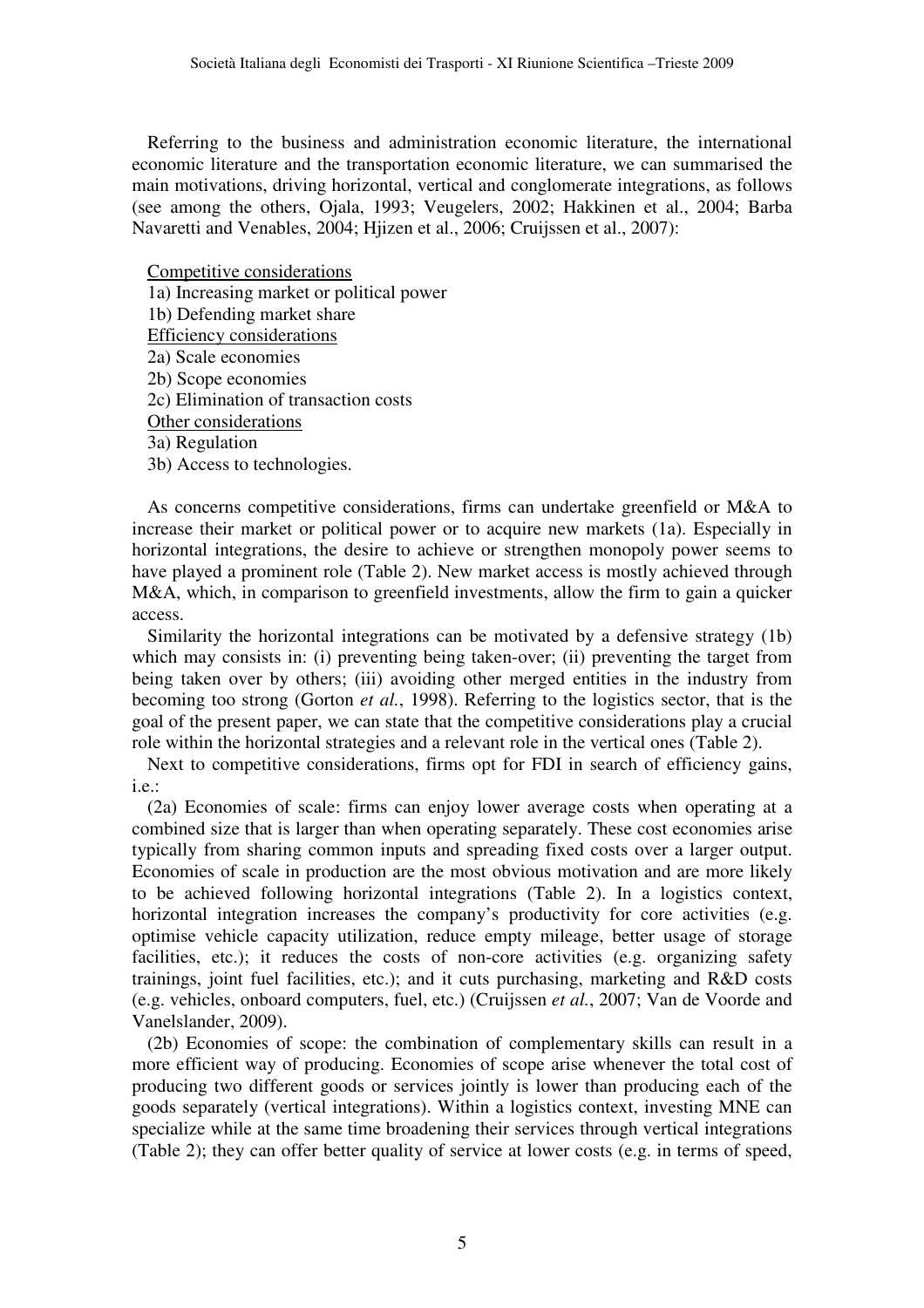Referring to the business and administration economic literature, the international economic literature and the transportation economic literature, we can summarised the main motivations, driving horizontal, vertical and conglomerate integrations, as follows (see among the others, Ojala, 1993; Veugelers, 2002; Hakkinen et al., 2004; Barba Navaretti and Venables, 2004; Hjizen et al., 2006; Cruijssen et al., 2007):

<u>Competitive considerations</u>
1a) Increasing market or political power
1b) Defending market share
<u>Efficiency considerations</u>
2a) Scale economies
2b) Scope economies
2c) Elimination of transaction costs
<u>Other considerations</u>
3a) Regulation
3b) Access to technologies.

As concerns competitive considerations, firms can undertake greenfield or M&A to increase their market or political power or to acquire new markets (1a). Especially in horizontal integrations, the desire to achieve or strengthen monopoly power seems to have played a prominent role (Table 2). New market access is mostly achieved through M&A, which, in comparison to greenfield investments, allow the firm to gain a quicker access.

Similarity the horizontal integrations can be motivated by a defensive strategy (1b) which may consists in: (i) preventing being taken-over; (ii) preventing the target from being taken over by others; (iii) avoiding other merged entities in the industry from becoming too strong (Gorton *et al.*, 1998). Referring to the logistics sector, that is the goal of the present paper, we can state that the competitive considerations play a crucial role within the horizontal strategies and a relevant role in the vertical ones (Table 2).

Next to competitive considerations, firms opt for FDI in search of efficiency gains, i.e.:

(2a) Economies of scale: firms can enjoy lower average costs when operating at a combined size that is larger than when operating separately. These cost economies arise typically from sharing common inputs and spreading fixed costs over a larger output. Economies of scale in production are the most obvious motivation and are more likely to be achieved following horizontal integrations (Table 2). In a logistics context, horizontal integration increases the company's productivity for core activities (e.g. optimise vehicle capacity utilization, reduce empty mileage, better usage of storage facilities, etc.); it reduces the costs of non-core activities (e.g. organizing safety trainings, joint fuel facilities, etc.); and it cuts purchasing, marketing and R&D costs (e.g. vehicles, onboard computers, fuel, etc.) (Cruijssen *et al.*, 2007; Van de Voorde and Vanelslander, 2009).

(2b) Economies of scope: the combination of complementary skills can result in a more efficient way of producing. Economies of scope arise whenever the total cost of producing two different goods or services jointly is lower than producing each of the goods separately (vertical integrations). Within a logistics context, investing MNE can specialize while at the same time broadening their services through vertical integrations (Table 2); they can offer better quality of service at lower costs (e.g. in terms of speed,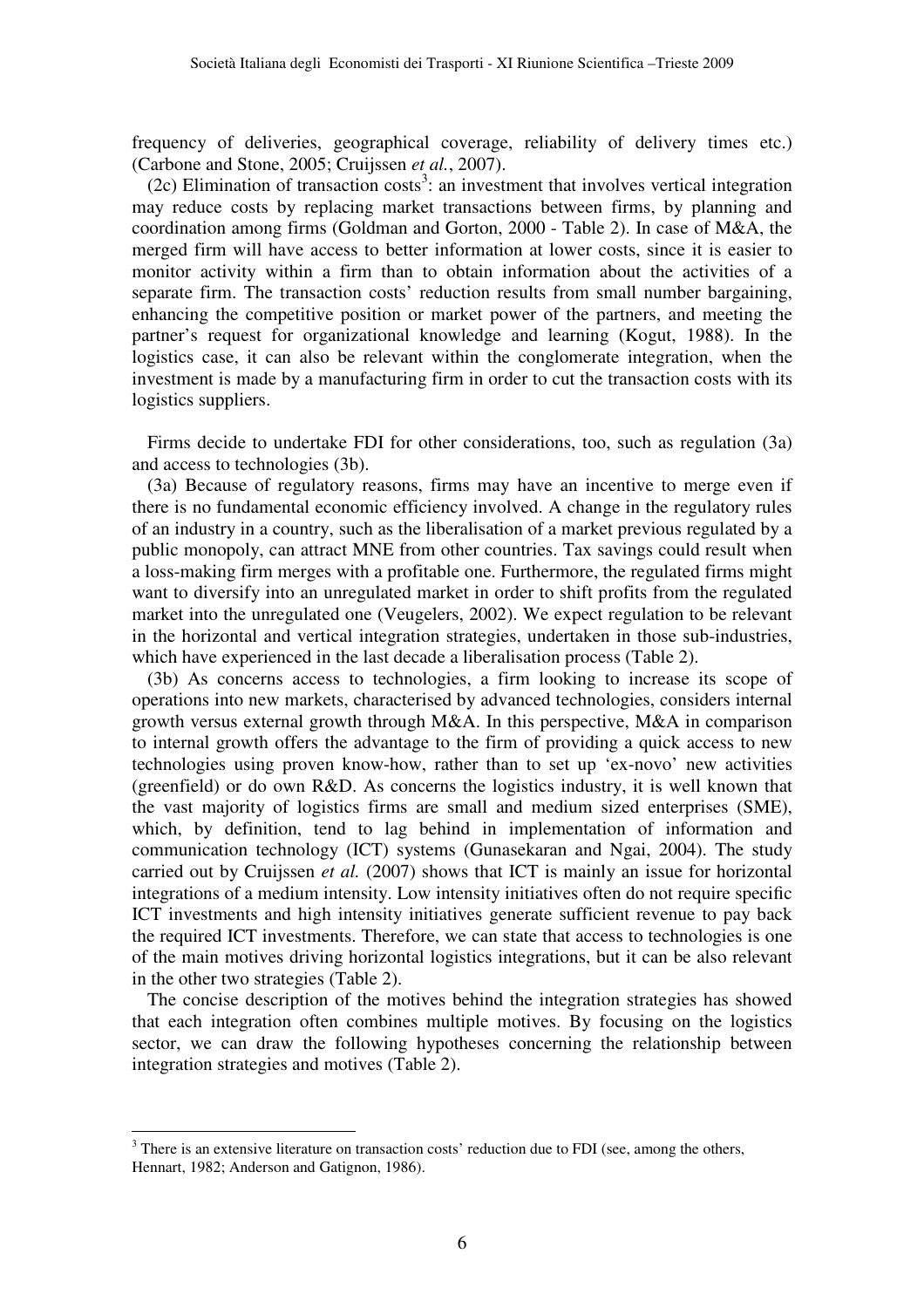frequency of deliveries, geographical coverage, reliability of delivery times etc.) (Carbone and Stone, 2005; Cruijssen *et al.*, 2007).

(2c) Elimination of transaction costs[3]: an investment that involves vertical integration may reduce costs by replacing market transactions between firms, by planning and coordination among firms (Goldman and Gorton, 2000 - Table 2). In case of M&A, the merged firm will have access to better information at lower costs, since it is easier to monitor activity within a firm than to obtain information about the activities of a separate firm. The transaction costs' reduction results from small number bargaining, enhancing the competitive position or market power of the partners, and meeting the partner's request for organizational knowledge and learning (Kogut, 1988). In the logistics case, it can also be relevant within the conglomerate integration, when the investment is made by a manufacturing firm in order to cut the transaction costs with its logistics suppliers.

Firms decide to undertake FDI for other considerations, too, such as regulation (3a) and access to technologies (3b).

(3a) Because of regulatory reasons, firms may have an incentive to merge even if there is no fundamental economic efficiency involved. A change in the regulatory rules of an industry in a country, such as the liberalisation of a market previous regulated by a public monopoly, can attract MNE from other countries. Tax savings could result when a loss-making firm merges with a profitable one. Furthermore, the regulated firms might want to diversify into an unregulated market in order to shift profits from the regulated market into the unregulated one (Veugelers, 2002). We expect regulation to be relevant in the horizontal and vertical integration strategies, undertaken in those sub-industries, which have experienced in the last decade a liberalisation process (Table 2).

(3b) As concerns access to technologies, a firm looking to increase its scope of operations into new markets, characterised by advanced technologies, considers internal growth versus external growth through M&A. In this perspective, M&A in comparison to internal growth offers the advantage to the firm of providing a quick access to new technologies using proven know-how, rather than to set up 'ex-novo' new activities (greenfield) or do own R&D. As concerns the logistics industry, it is well known that the vast majority of logistics firms are small and medium sized enterprises (SME), which, by definition, tend to lag behind in implementation of information and communication technology (ICT) systems (Gunasekaran and Ngai, 2004). The study carried out by Cruijssen *et al.* (2007) shows that ICT is mainly an issue for horizontal integrations of a medium intensity. Low intensity initiatives often do not require specific ICT investments and high intensity initiatives generate sufficient revenue to pay back the required ICT investments. Therefore, we can state that access to technologies is one of the main motives driving horizontal logistics integrations, but it can be also relevant in the other two strategies (Table 2).

The concise description of the motives behind the integration strategies has showed that each integration often combines multiple motives. By focusing on the logistics sector, we can draw the following hypotheses concerning the relationship between integration strategies and motives (Table 2).

[3] There is an extensive literature on transaction costs' reduction due to FDI (see, among the others, Hennart, 1982; Anderson and Gatignon, 1986).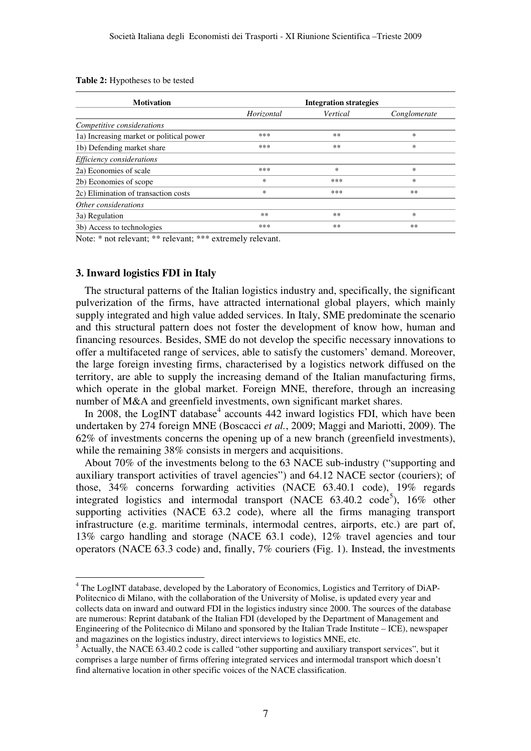**Table 2:** Hypotheses to be tested

| Motivation | Integration strategies | | |
|---|---|---|---|
| | *Horizontal* | *Vertical* | *Conglomerate* |
| *Competitive considerations* | | | |
| 1a) Increasing market or political power | *** | ** | * |
| 1b) Defending market share | *** | ** | * |
| *Efficiency considerations* | | | |
| 2a) Economies of scale | *** | * | * |
| 2b) Economies of scope | * | *** | * |
| 2c) Elimination of transaction costs | * | *** | ** |
| *Other considerations* | | | |
| 3a) Regulation | ** | ** | * |
| 3b) Access to technologies | *** | ** | ** |

Note: * not relevant; ** relevant; *** extremely relevant.

## 3. Inward logistics FDI in Italy

The structural patterns of the Italian logistics industry and, specifically, the significant pulverization of the firms, have attracted international global players, which mainly supply integrated and high value added services. In Italy, SME predominate the scenario and this structural pattern does not foster the development of know how, human and financing resources. Besides, SME do not develop the specific necessary innovations to offer a multifaceted range of services, able to satisfy the customers' demand. Moreover, the large foreign investing firms, characterised by a logistics network diffused on the territory, are able to supply the increasing demand of the Italian manufacturing firms, which operate in the global market. Foreign MNE, therefore, through an increasing number of M&A and greenfield investments, own significant market shares.

In 2008, the LogINT database[4] accounts 442 inward logistics FDI, which have been undertaken by 274 foreign MNE (Boscacci *et al.*, 2009; Maggi and Mariotti, 2009). The 62% of investments concerns the opening up of a new branch (greenfield investments), while the remaining 38% consists in mergers and acquisitions.

About 70% of the investments belong to the 63 NACE sub-industry ("supporting and auxiliary transport activities of travel agencies") and 64.12 NACE sector (couriers); of those, 34% concerns forwarding activities (NACE 63.40.1 code), 19% regards integrated logistics and intermodal transport (NACE 63.40.2 code[5]), 16% other supporting activities (NACE 63.2 code), where all the firms managing transport infrastructure (e.g. maritime terminals, intermodal centres, airports, etc.) are part of, 13% cargo handling and storage (NACE 63.1 code), 12% travel agencies and tour operators (NACE 63.3 code) and, finally, 7% couriers (Fig. 1). Instead, the investments

---

[4] The LogINT database, developed by the Laboratory of Economics, Logistics and Territory of DiAP-Politecnico di Milano, with the collaboration of the University of Molise, is updated every year and collects data on inward and outward FDI in the logistics industry since 2000. The sources of the database are numerous: Reprint databank of the Italian FDI (developed by the Department of Management and Engineering of the Politecnico di Milano and sponsored by the Italian Trade Institute – ICE), newspaper and magazines on the logistics industry, direct interviews to logistics MNE, etc.

[5] Actually, the NACE 63.40.2 code is called "other supporting and auxiliary transport services", but it comprises a large number of firms offering integrated services and intermodal transport which doesn't find alternative location in other specific voices of the NACE classification.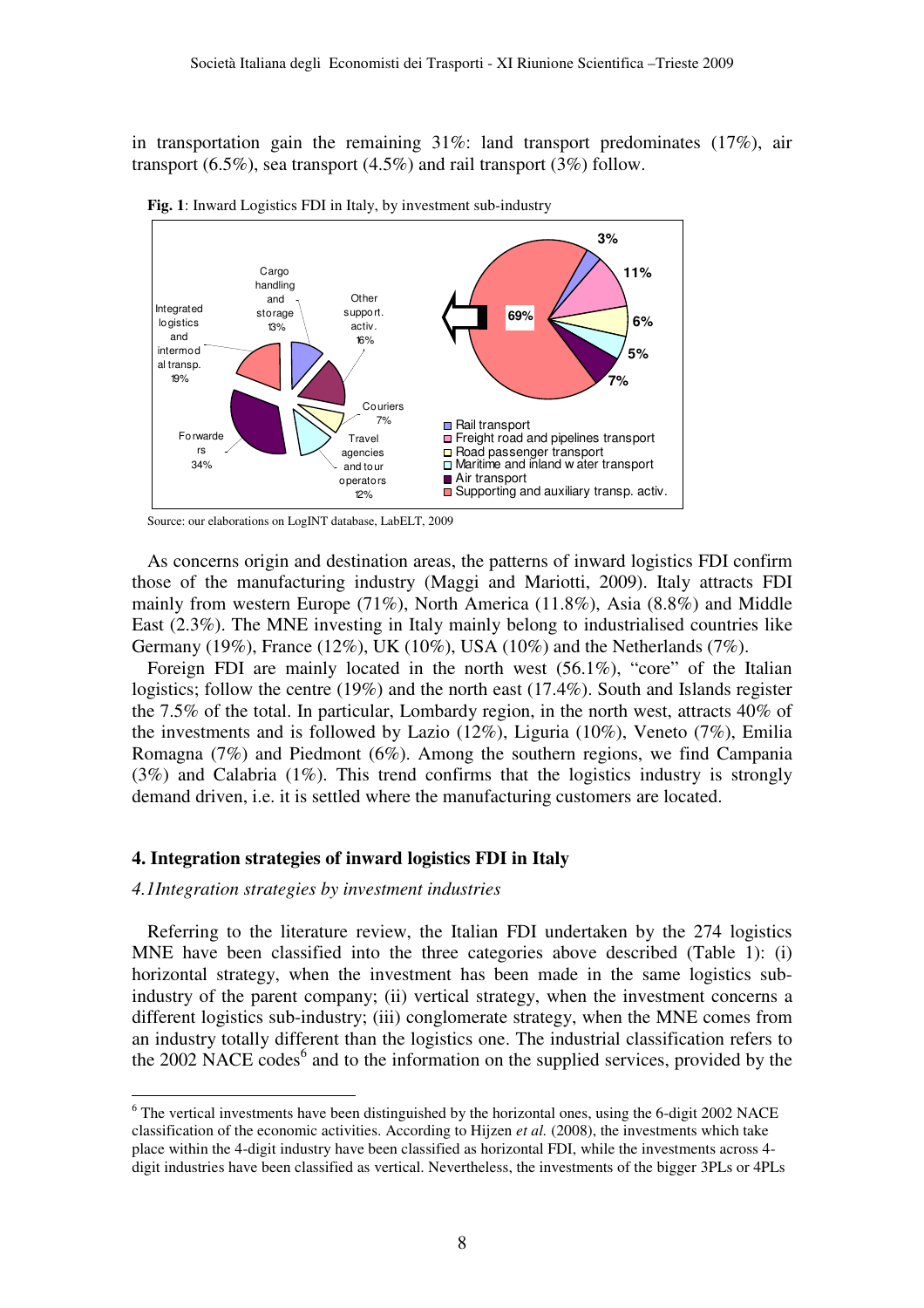in transportation gain the remaining 31%: land transport predominates (17%), air transport (6.5%), sea transport (4.5%) and rail transport (3%) follow.

**Fig. 1**: Inward Logistics FDI in Italy, by investment sub-industry

Source: our elaborations on LogINT database, LabELT, 2009

As concerns origin and destination areas, the patterns of inward logistics FDI confirm those of the manufacturing industry (Maggi and Mariotti, 2009). Italy attracts FDI mainly from western Europe (71%), North America (11.8%), Asia (8.8%) and Middle East (2.3%). The MNE investing in Italy mainly belong to industrialised countries like Germany (19%), France (12%), UK (10%), USA (10%) and the Netherlands (7%).

Foreign FDI are mainly located in the north west (56.1%), "core" of the Italian logistics; follow the centre (19%) and the north east (17.4%). South and Islands register the 7.5% of the total. In particular, Lombardy region, in the north west, attracts 40% of the investments and is followed by Lazio (12%), Liguria (10%), Veneto (7%), Emilia Romagna (7%) and Piedmont (6%). Among the southern regions, we find Campania (3%) and Calabria (1%). This trend confirms that the logistics industry is strongly demand driven, i.e. it is settled where the manufacturing customers are located.

## 4. Integration strategies of inward logistics FDI in Italy

### *4.1Integration strategies by investment industries*

Referring to the literature review, the Italian FDI undertaken by the 274 logistics MNE have been classified into the three categories above described (Table 1): (i) horizontal strategy, when the investment has been made in the same logistics sub-industry of the parent company; (ii) vertical strategy, when the investment concerns a different logistics sub-industry; (iii) conglomerate strategy, when the MNE comes from an industry totally different than the logistics one. The industrial classification refers to the 2002 NACE codes[6] and to the information on the supplied services, provided by the

[6] The vertical investments have been distinguished by the horizontal ones, using the 6-digit 2002 NACE classification of the economic activities. According to Hijzen *et al.* (2008), the investments which take place within the 4-digit industry have been classified as horizontal FDI, while the investments across 4-digit industries have been classified as vertical. Nevertheless, the investments of the bigger 3PLs or 4PLs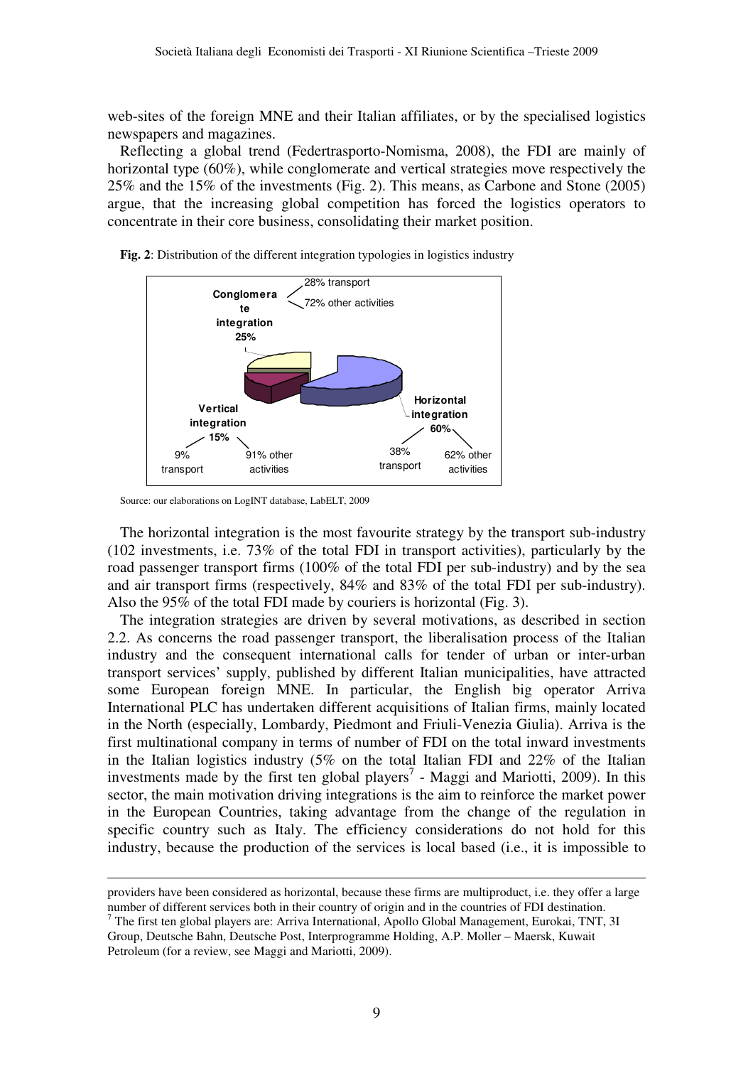web-sites of the foreign MNE and their Italian affiliates, or by the specialised logistics newspapers and magazines.

Reflecting a global trend (Federtrasporto-Nomisma, 2008), the FDI are mainly of horizontal type (60%), while conglomerate and vertical strategies move respectively the 25% and the 15% of the investments (Fig. 2). This means, as Carbone and Stone (2005) argue, that the increasing global competition has forced the logistics operators to concentrate in their core business, consolidating their market position.

**Fig. 2**: Distribution of the different integration typologies in logistics industry

Source: our elaborations on LogINT database, LabELT, 2009

The horizontal integration is the most favourite strategy by the transport sub-industry (102 investments, i.e. 73% of the total FDI in transport activities), particularly by the road passenger transport firms (100% of the total FDI per sub-industry) and by the sea and air transport firms (respectively, 84% and 83% of the total FDI per sub-industry). Also the 95% of the total FDI made by couriers is horizontal (Fig. 3).

The integration strategies are driven by several motivations, as described in section 2.2. As concerns the road passenger transport, the liberalisation process of the Italian industry and the consequent international calls for tender of urban or inter-urban transport services' supply, published by different Italian municipalities, have attracted some European foreign MNE. In particular, the English big operator Arriva International PLC has undertaken different acquisitions of Italian firms, mainly located in the North (especially, Lombardy, Piedmont and Friuli-Venezia Giulia). Arriva is the first multinational company in terms of number of FDI on the total inward investments in the Italian logistics industry (5% on the total Italian FDI and 22% of the Italian investments made by the first ten global players[7] - Maggi and Mariotti, 2009). In this sector, the main motivation driving integrations is the aim to reinforce the market power in the European Countries, taking advantage from the change of the regulation in specific country such as Italy. The efficiency considerations do not hold for this industry, because the production of the services is local based (i.e., it is impossible to

---

providers have been considered as horizontal, because these firms are multiproduct, i.e. they offer a large number of different services both in their country of origin and in the countries of FDI destination.

[7] The first ten global players are: Arriva International, Apollo Global Management, Eurokai, TNT, 3I Group, Deutsche Bahn, Deutsche Post, Interprogramme Holding, A.P. Moller – Maersk, Kuwait Petroleum (for a review, see Maggi and Mariotti, 2009).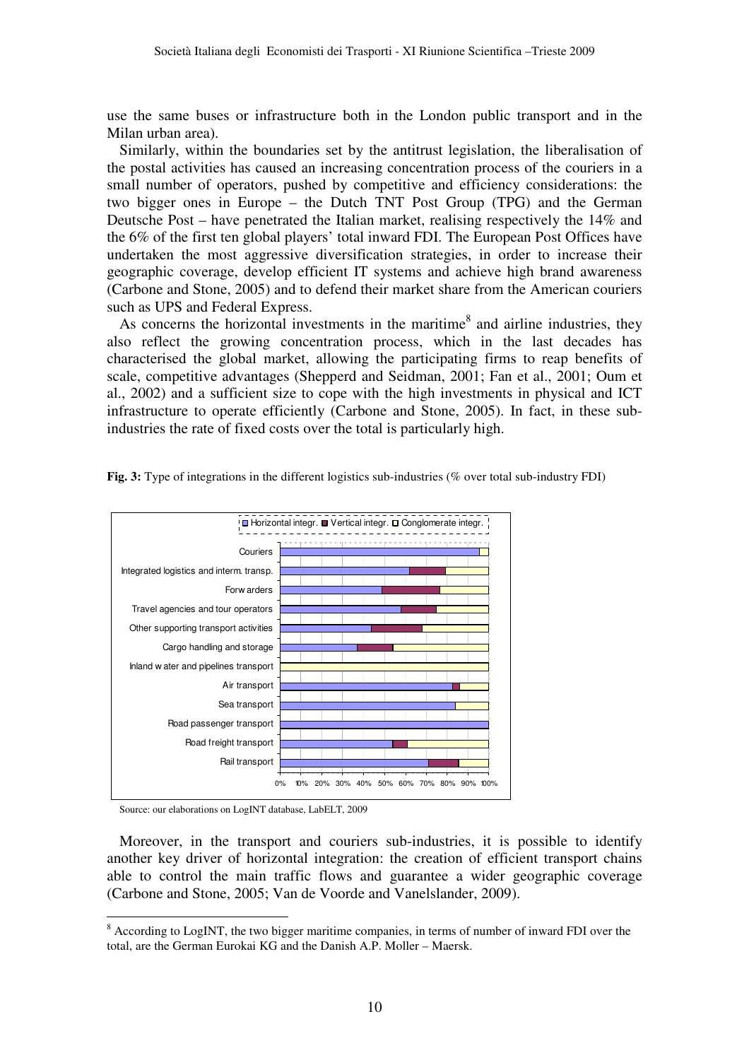use the same buses or infrastructure both in the London public transport and in the Milan urban area).

Similarly, within the boundaries set by the antitrust legislation, the liberalisation of the postal activities has caused an increasing concentration process of the couriers in a small number of operators, pushed by competitive and efficiency considerations: the two bigger ones in Europe – the Dutch TNT Post Group (TPG) and the German Deutsche Post – have penetrated the Italian market, realising respectively the 14% and the 6% of the first ten global players' total inward FDI. The European Post Offices have undertaken the most aggressive diversification strategies, in order to increase their geographic coverage, develop efficient IT systems and achieve high brand awareness (Carbone and Stone, 2005) and to defend their market share from the American couriers such as UPS and Federal Express.

As concerns the horizontal investments in the maritime[8] and airline industries, they also reflect the growing concentration process, which in the last decades has characterised the global market, allowing the participating firms to reap benefits of scale, competitive advantages (Shepperd and Seidman, 2001; Fan et al., 2001; Oum et al., 2002) and a sufficient size to cope with the high investments in physical and ICT infrastructure to operate efficiently (Carbone and Stone, 2005). In fact, in these sub-industries the rate of fixed costs over the total is particularly high.

**Fig. 3:** Type of integrations in the different logistics sub-industries (% over total sub-industry FDI)

Source: our elaborations on LogINT database, LabELT, 2009

Moreover, in the transport and couriers sub-industries, it is possible to identify another key driver of horizontal integration: the creation of efficient transport chains able to control the main traffic flows and guarantee a wider geographic coverage (Carbone and Stone, 2005; Van de Voorde and Vanelslander, 2009).

---

[8] According to LogINT, the two bigger maritime companies, in terms of number of inward FDI over the total, are the German Eurokai KG and the Danish A.P. Moller – Maersk.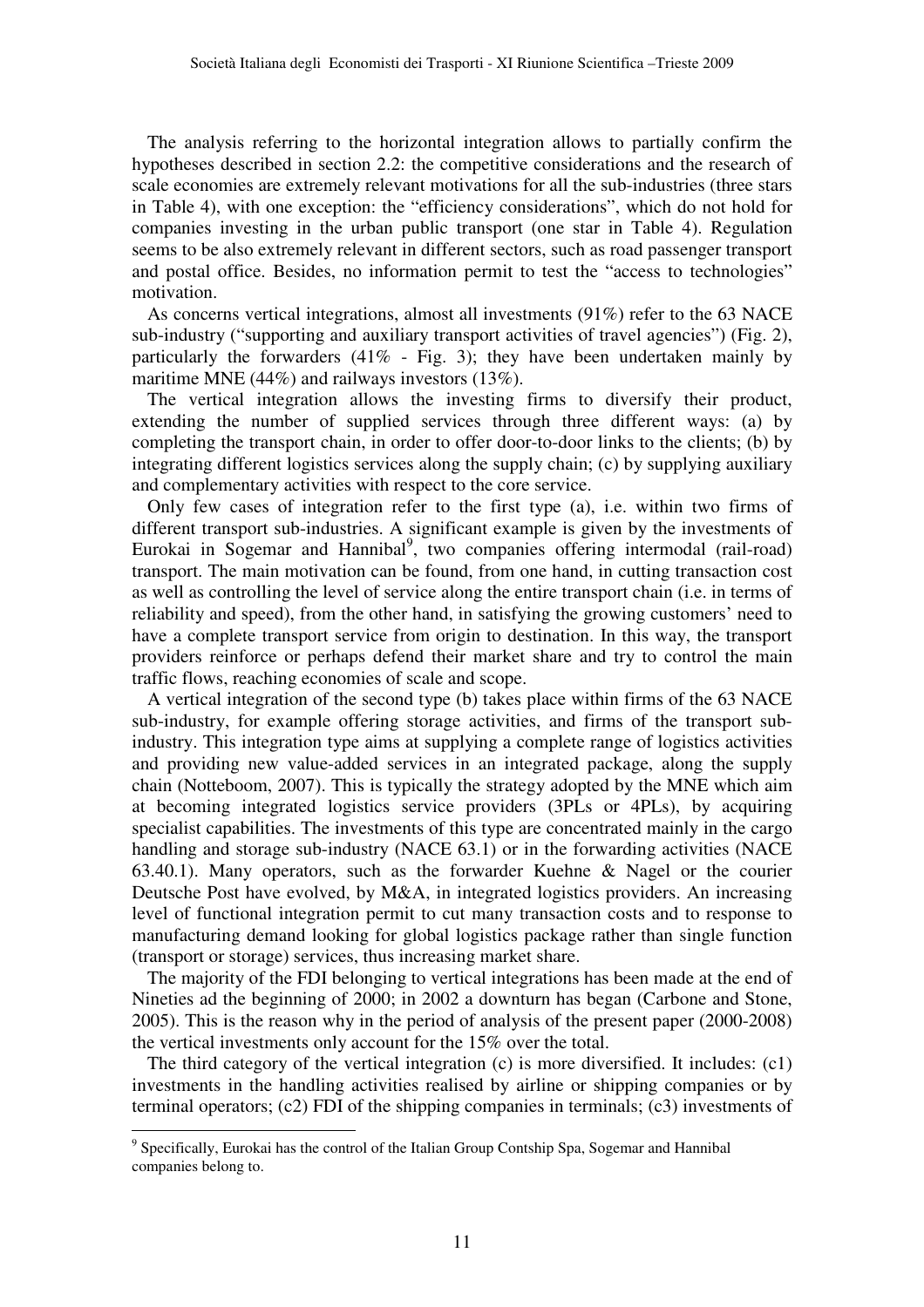The analysis referring to the horizontal integration allows to partially confirm the hypotheses described in section 2.2: the competitive considerations and the research of scale economies are extremely relevant motivations for all the sub-industries (three stars in Table 4), with one exception: the "efficiency considerations", which do not hold for companies investing in the urban public transport (one star in Table 4). Regulation seems to be also extremely relevant in different sectors, such as road passenger transport and postal office. Besides, no information permit to test the "access to technologies" motivation.

As concerns vertical integrations, almost all investments (91%) refer to the 63 NACE sub-industry ("supporting and auxiliary transport activities of travel agencies") (Fig. 2), particularly the forwarders (41% - Fig. 3); they have been undertaken mainly by maritime MNE (44%) and railways investors (13%).

The vertical integration allows the investing firms to diversify their product, extending the number of supplied services through three different ways: (a) by completing the transport chain, in order to offer door-to-door links to the clients; (b) by integrating different logistics services along the supply chain; (c) by supplying auxiliary and complementary activities with respect to the core service.

Only few cases of integration refer to the first type (a), i.e. within two firms of different transport sub-industries. A significant example is given by the investments of Eurokai in Sogemar and Hannibal[9], two companies offering intermodal (rail-road) transport. The main motivation can be found, from one hand, in cutting transaction cost as well as controlling the level of service along the entire transport chain (i.e. in terms of reliability and speed), from the other hand, in satisfying the growing customers' need to have a complete transport service from origin to destination. In this way, the transport providers reinforce or perhaps defend their market share and try to control the main traffic flows, reaching economies of scale and scope.

A vertical integration of the second type (b) takes place within firms of the 63 NACE sub-industry, for example offering storage activities, and firms of the transport sub-industry. This integration type aims at supplying a complete range of logistics activities and providing new value-added services in an integrated package, along the supply chain (Notteboom, 2007). This is typically the strategy adopted by the MNE which aim at becoming integrated logistics service providers (3PLs or 4PLs), by acquiring specialist capabilities. The investments of this type are concentrated mainly in the cargo handling and storage sub-industry (NACE 63.1) or in the forwarding activities (NACE 63.40.1). Many operators, such as the forwarder Kuehne & Nagel or the courier Deutsche Post have evolved, by M&A, in integrated logistics providers. An increasing level of functional integration permit to cut many transaction costs and to response to manufacturing demand looking for global logistics package rather than single function (transport or storage) services, thus increasing market share.

The majority of the FDI belonging to vertical integrations has been made at the end of Nineties ad the beginning of 2000; in 2002 a downturn has began (Carbone and Stone, 2005). This is the reason why in the period of analysis of the present paper (2000-2008) the vertical investments only account for the 15% over the total.

The third category of the vertical integration (c) is more diversified. It includes: (c1) investments in the handling activities realised by airline or shipping companies or by terminal operators; (c2) FDI of the shipping companies in terminals; (c3) investments of

---

[9] Specifically, Eurokai has the control of the Italian Group Contship Spa, Sogemar and Hannibal companies belong to.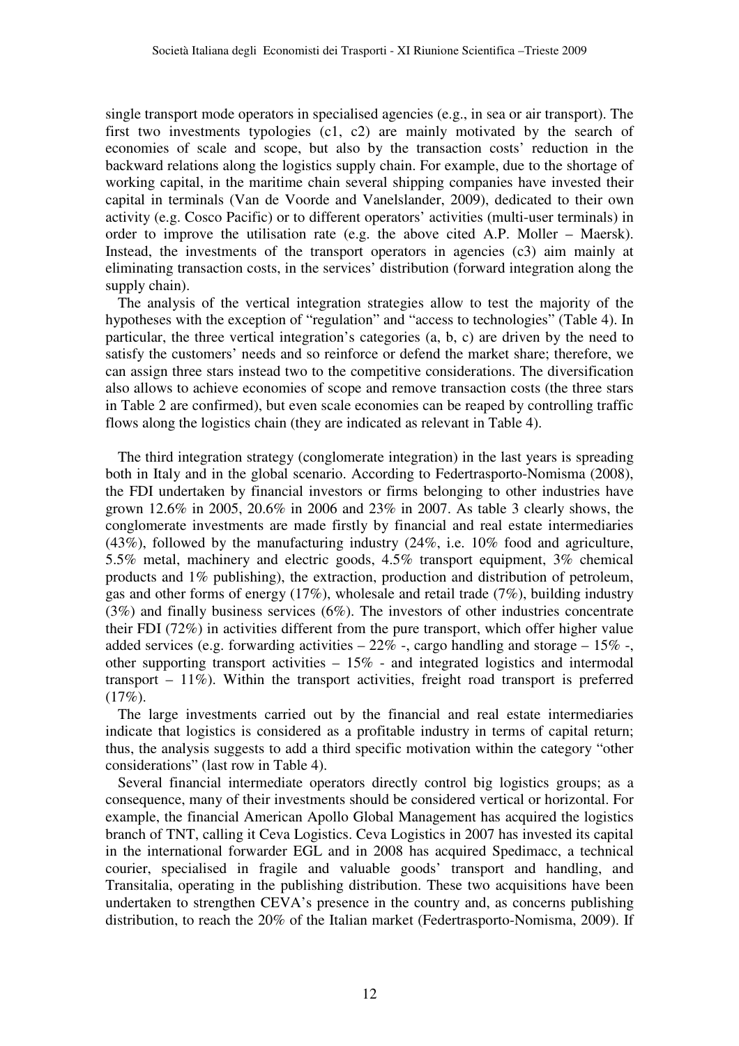single transport mode operators in specialised agencies (e.g., in sea or air transport). The first two investments typologies (c1, c2) are mainly motivated by the search of economies of scale and scope, but also by the transaction costs' reduction in the backward relations along the logistics supply chain. For example, due to the shortage of working capital, in the maritime chain several shipping companies have invested their capital in terminals (Van de Voorde and Vanelslander, 2009), dedicated to their own activity (e.g. Cosco Pacific) or to different operators' activities (multi-user terminals) in order to improve the utilisation rate (e.g. the above cited A.P. Moller – Maersk). Instead, the investments of the transport operators in agencies (c3) aim mainly at eliminating transaction costs, in the services' distribution (forward integration along the supply chain).

The analysis of the vertical integration strategies allow to test the majority of the hypotheses with the exception of "regulation" and "access to technologies" (Table 4). In particular, the three vertical integration's categories (a, b, c) are driven by the need to satisfy the customers' needs and so reinforce or defend the market share; therefore, we can assign three stars instead two to the competitive considerations. The diversification also allows to achieve economies of scope and remove transaction costs (the three stars in Table 2 are confirmed), but even scale economies can be reaped by controlling traffic flows along the logistics chain (they are indicated as relevant in Table 4).

The third integration strategy (conglomerate integration) in the last years is spreading both in Italy and in the global scenario. According to Federtrasporto-Nomisma (2008), the FDI undertaken by financial investors or firms belonging to other industries have grown 12.6% in 2005, 20.6% in 2006 and 23% in 2007. As table 3 clearly shows, the conglomerate investments are made firstly by financial and real estate intermediaries (43%), followed by the manufacturing industry (24%, i.e. 10% food and agriculture, 5.5% metal, machinery and electric goods, 4.5% transport equipment, 3% chemical products and 1% publishing), the extraction, production and distribution of petroleum, gas and other forms of energy (17%), wholesale and retail trade (7%), building industry (3%) and finally business services (6%). The investors of other industries concentrate their FDI (72%) in activities different from the pure transport, which offer higher value added services (e.g. forwarding activities – 22% -, cargo handling and storage – 15% -, other supporting transport activities – 15% - and integrated logistics and intermodal transport – 11%). Within the transport activities, freight road transport is preferred (17%).

The large investments carried out by the financial and real estate intermediaries indicate that logistics is considered as a profitable industry in terms of capital return; thus, the analysis suggests to add a third specific motivation within the category "other considerations" (last row in Table 4).

Several financial intermediate operators directly control big logistics groups; as a consequence, many of their investments should be considered vertical or horizontal. For example, the financial American Apollo Global Management has acquired the logistics branch of TNT, calling it Ceva Logistics. Ceva Logistics in 2007 has invested its capital in the international forwarder EGL and in 2008 has acquired Spedimacc, a technical courier, specialised in fragile and valuable goods' transport and handling, and Transitalia, operating in the publishing distribution. These two acquisitions have been undertaken to strengthen CEVA's presence in the country and, as concerns publishing distribution, to reach the 20% of the Italian market (Federtrasporto-Nomisma, 2009). If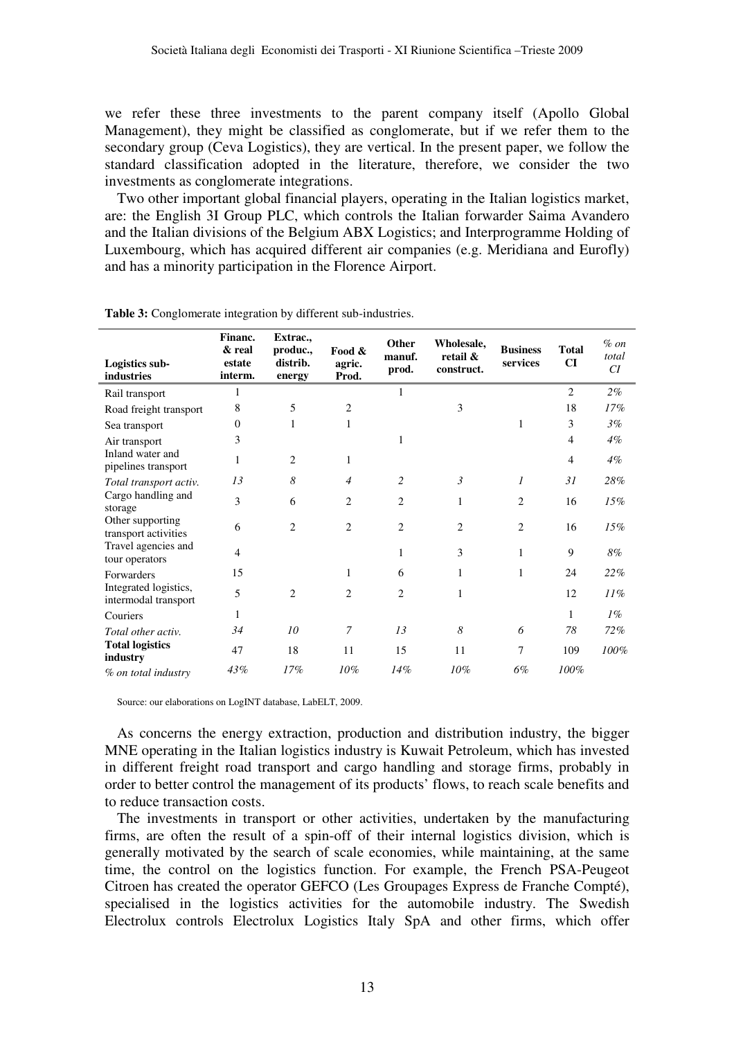we refer these three investments to the parent company itself (Apollo Global Management), they might be classified as conglomerate, but if we refer them to the secondary group (Ceva Logistics), they are vertical. In the present paper, we follow the standard classification adopted in the literature, therefore, we consider the two investments as conglomerate integrations.

Two other important global financial players, operating in the Italian logistics market, are: the English 3I Group PLC, which controls the Italian forwarder Saima Avandero and the Italian divisions of the Belgium ABX Logistics; and Interprogramme Holding of Luxembourg, which has acquired different air companies (e.g. Meridiana and Eurofly) and has a minority participation in the Florence Airport.

**Table 3:** Conglomerate integration by different sub-industries.

| Logistics sub-industries | Financ. & real estate interm. | Extrac., produc., distrib. energy | Food & agric. Prod. | Other manuf. prod. | Wholesale, retail & construct. | Business services | Total CI | *% on total CI* |
|---|---|---|---|---|---|---|---|---|
| Rail transport | 1 | | | 1 | | | 2 | *2%* |
| Road freight transport | 8 | 5 | 2 | | 3 | | 18 | *17%* |
| Sea transport | 0 | 1 | 1 | | | 1 | 3 | *3%* |
| Air transport | 3 | | | 1 | | | 4 | *4%* |
| Inland water and pipelines transport | 1 | 2 | 1 | | | | 4 | *4%* |
| *Total transport activ.* | *13* | *8* | *4* | *2* | *3* | *1* | *31* | *28%* |
| Cargo handling and storage | 3 | 6 | 2 | 2 | 1 | 2 | 16 | *15%* |
| Other supporting transport activities | 6 | 2 | 2 | 2 | 2 | 2 | 16 | *15%* |
| Travel agencies and tour operators | 4 | | | 1 | 3 | 1 | 9 | *8%* |
| Forwarders | 15 | | 1 | 6 | 1 | 1 | 24 | *22%* |
| Integrated logistics, intermodal transport | 5 | 2 | 2 | 2 | 1 | | 12 | *11%* |
| Couriers | 1 | | | | | | 1 | *1%* |
| *Total other activ.* | *34* | *10* | *7* | *13* | *8* | *6* | *78* | *72%* |
| **Total logistics industry** | 47 | 18 | 11 | 15 | 11 | 7 | 109 | *100%* |
| *% on total industry* | *43%* | *17%* | *10%* | *14%* | *10%* | *6%* | *100%* | |

Source: our elaborations on LogINT database, LabELT, 2009.

As concerns the energy extraction, production and distribution industry, the bigger MNE operating in the Italian logistics industry is Kuwait Petroleum, which has invested in different freight road transport and cargo handling and storage firms, probably in order to better control the management of its products' flows, to reach scale benefits and to reduce transaction costs.

The investments in transport or other activities, undertaken by the manufacturing firms, are often the result of a spin-off of their internal logistics division, which is generally motivated by the search of scale economies, while maintaining, at the same time, the control on the logistics function. For example, the French PSA-Peugeot Citroen has created the operator GEFCO (Les Groupages Express de Franche Compté), specialised in the logistics activities for the automobile industry. The Swedish Electrolux controls Electrolux Logistics Italy SpA and other firms, which offer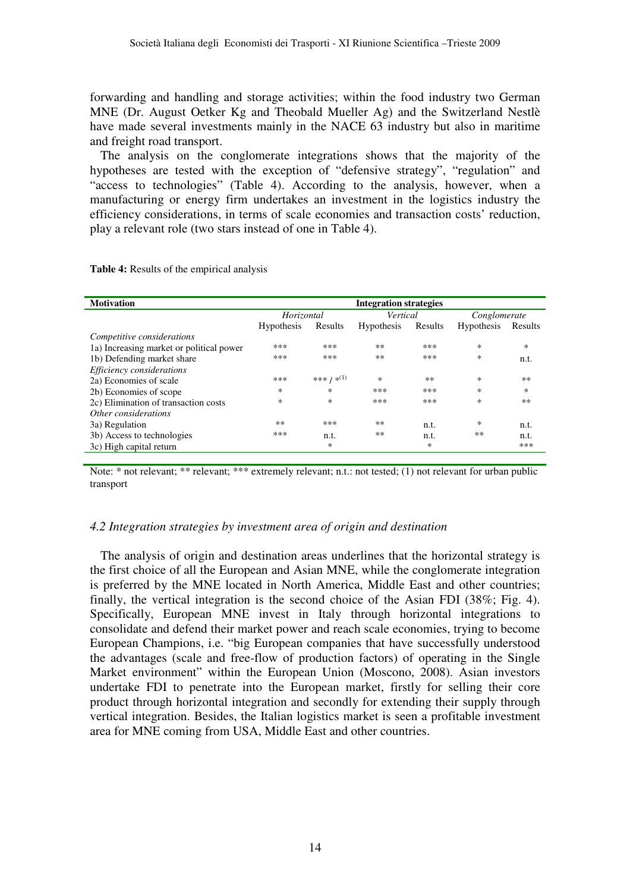forwarding and handling and storage activities; within the food industry two German MNE (Dr. August Oetker Kg and Theobald Mueller Ag) and the Switzerland Nestlè have made several investments mainly in the NACE 63 industry but also in maritime and freight road transport.

The analysis on the conglomerate integrations shows that the majority of the hypotheses are tested with the exception of "defensive strategy", "regulation" and "access to technologies" (Table 4). According to the analysis, however, when a manufacturing or energy firm undertakes an investment in the logistics industry the efficiency considerations, in terms of scale economies and transaction costs' reduction, play a relevant role (two stars instead of one in Table 4).

**Table 4:** Results of the empirical analysis

| Motivation | Integration strategies | | | | | |
|---|---|---|---|---|---|---|
| | *Horizontal* | | *Vertical* | | *Conglomerate* | |
| | Hypothesis | Results | Hypothesis | Results | Hypothesis | Results |
| *Competitive considerations* | | | | | | |
| 1a) Increasing market or political power | *** | *** | ** | *** | * | * |
| 1b) Defending market share | *** | *** | ** | *** | * | n.t. |
| *Efficiency considerations* | | | | | | |
| 2a) Economies of scale | *** | *** / *(1) | * | ** | * | ** |
| 2b) Economies of scope | * | * | *** | *** | * | * |
| 2c) Elimination of transaction costs | * | * | *** | *** | * | ** |
| *Other considerations* | | | | | | |
| 3a) Regulation | ** | *** | ** | n.t. | * | n.t. |
| 3b) Access to technologies | *** | n.t. | ** | n.t. | ** | n.t. |
| 3c) High capital return | | * | | * | | *** |

Note: * not relevant; ** relevant; *** extremely relevant; n.t.: not tested; (1) not relevant for urban public transport

### *4.2 Integration strategies by investment area of origin and destination*

The analysis of origin and destination areas underlines that the horizontal strategy is the first choice of all the European and Asian MNE, while the conglomerate integration is preferred by the MNE located in North America, Middle East and other countries; finally, the vertical integration is the second choice of the Asian FDI (38%; Fig. 4). Specifically, European MNE invest in Italy through horizontal integrations to consolidate and defend their market power and reach scale economies, trying to become European Champions, i.e. "big European companies that have successfully understood the advantages (scale and free-flow of production factors) of operating in the Single Market environment" within the European Union (Moscono, 2008). Asian investors undertake FDI to penetrate into the European market, firstly for selling their core product through horizontal integration and secondly for extending their supply through vertical integration. Besides, the Italian logistics market is seen a profitable investment area for MNE coming from USA, Middle East and other countries.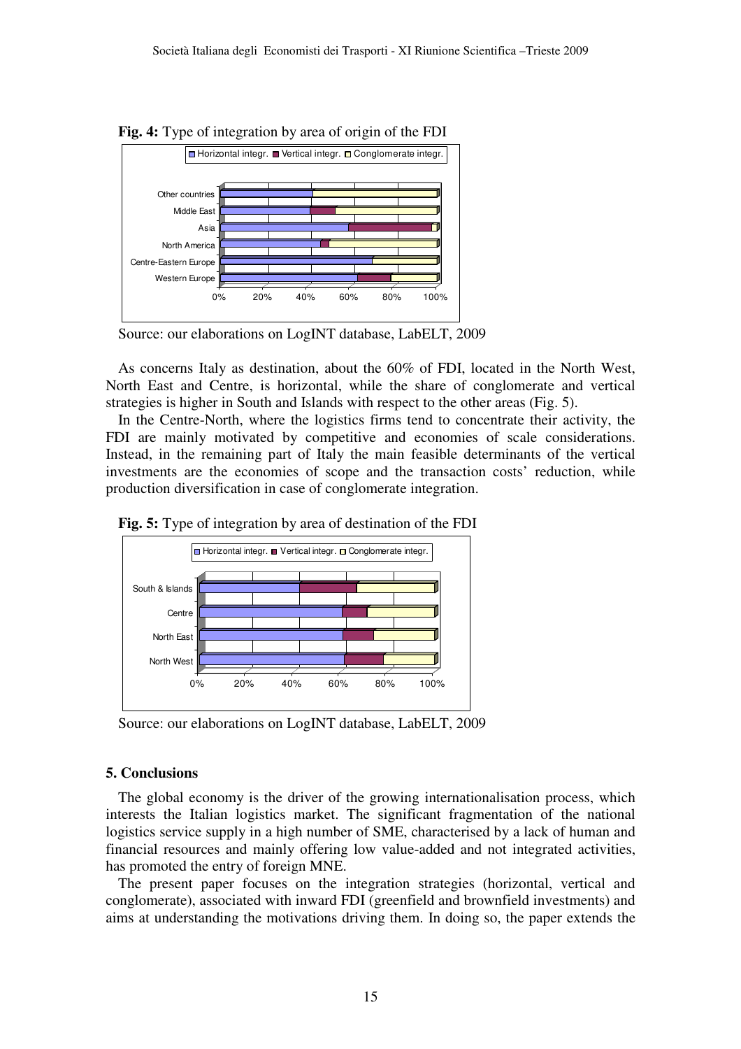**Fig. 4:** Type of integration by area of origin of the FDI

Source: our elaborations on LogINT database, LabELT, 2009

As concerns Italy as destination, about the 60% of FDI, located in the North West, North East and Centre, is horizontal, while the share of conglomerate and vertical strategies is higher in South and Islands with respect to the other areas (Fig. 5).

In the Centre-North, where the logistics firms tend to concentrate their activity, the FDI are mainly motivated by competitive and economies of scale considerations. Instead, in the remaining part of Italy the main feasible determinants of the vertical investments are the economies of scope and the transaction costs' reduction, while production diversification in case of conglomerate integration.

**Fig. 5:** Type of integration by area of destination of the FDI

Source: our elaborations on LogINT database, LabELT, 2009

## 5. Conclusions

The global economy is the driver of the growing internationalisation process, which interests the Italian logistics market. The significant fragmentation of the national logistics service supply in a high number of SME, characterised by a lack of human and financial resources and mainly offering low value-added and not integrated activities, has promoted the entry of foreign MNE.

The present paper focuses on the integration strategies (horizontal, vertical and conglomerate), associated with inward FDI (greenfield and brownfield investments) and aims at understanding the motivations driving them. In doing so, the paper extends the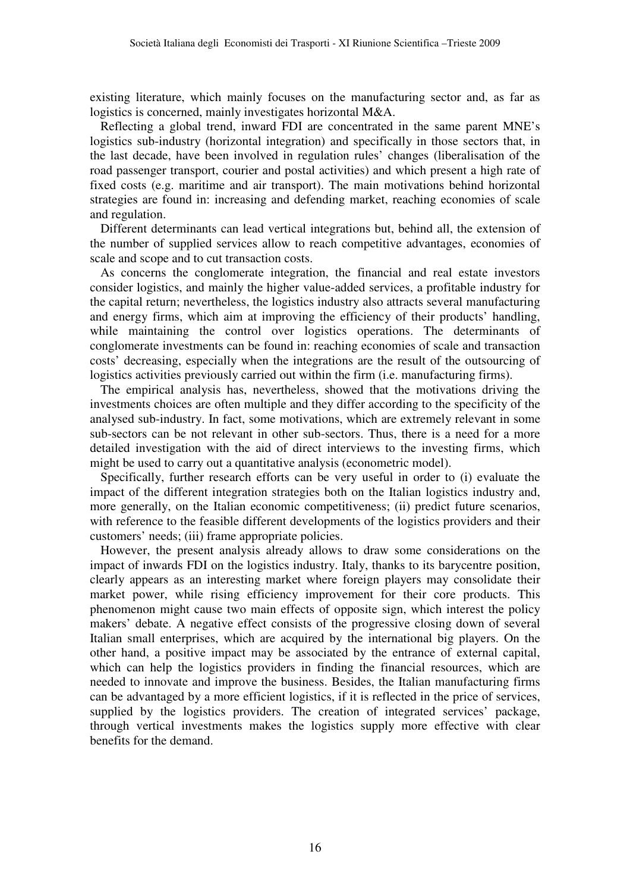existing literature, which mainly focuses on the manufacturing sector and, as far as logistics is concerned, mainly investigates horizontal M&A.

Reflecting a global trend, inward FDI are concentrated in the same parent MNE's logistics sub-industry (horizontal integration) and specifically in those sectors that, in the last decade, have been involved in regulation rules' changes (liberalisation of the road passenger transport, courier and postal activities) and which present a high rate of fixed costs (e.g. maritime and air transport). The main motivations behind horizontal strategies are found in: increasing and defending market, reaching economies of scale and regulation.

Different determinants can lead vertical integrations but, behind all, the extension of the number of supplied services allow to reach competitive advantages, economies of scale and scope and to cut transaction costs.

As concerns the conglomerate integration, the financial and real estate investors consider logistics, and mainly the higher value-added services, a profitable industry for the capital return; nevertheless, the logistics industry also attracts several manufacturing and energy firms, which aim at improving the efficiency of their products' handling, while maintaining the control over logistics operations. The determinants of conglomerate investments can be found in: reaching economies of scale and transaction costs' decreasing, especially when the integrations are the result of the outsourcing of logistics activities previously carried out within the firm (i.e. manufacturing firms).

The empirical analysis has, nevertheless, showed that the motivations driving the investments choices are often multiple and they differ according to the specificity of the analysed sub-industry. In fact, some motivations, which are extremely relevant in some sub-sectors can be not relevant in other sub-sectors. Thus, there is a need for a more detailed investigation with the aid of direct interviews to the investing firms, which might be used to carry out a quantitative analysis (econometric model).

Specifically, further research efforts can be very useful in order to (i) evaluate the impact of the different integration strategies both on the Italian logistics industry and, more generally, on the Italian economic competitiveness; (ii) predict future scenarios, with reference to the feasible different developments of the logistics providers and their customers' needs; (iii) frame appropriate policies.

However, the present analysis already allows to draw some considerations on the impact of inwards FDI on the logistics industry. Italy, thanks to its barycentre position, clearly appears as an interesting market where foreign players may consolidate their market power, while rising efficiency improvement for their core products. This phenomenon might cause two main effects of opposite sign, which interest the policy makers' debate. A negative effect consists of the progressive closing down of several Italian small enterprises, which are acquired by the international big players. On the other hand, a positive impact may be associated by the entrance of external capital, which can help the logistics providers in finding the financial resources, which are needed to innovate and improve the business. Besides, the Italian manufacturing firms can be advantaged by a more efficient logistics, if it is reflected in the price of services, supplied by the logistics providers. The creation of integrated services' package, through vertical investments makes the logistics supply more effective with clear benefits for the demand.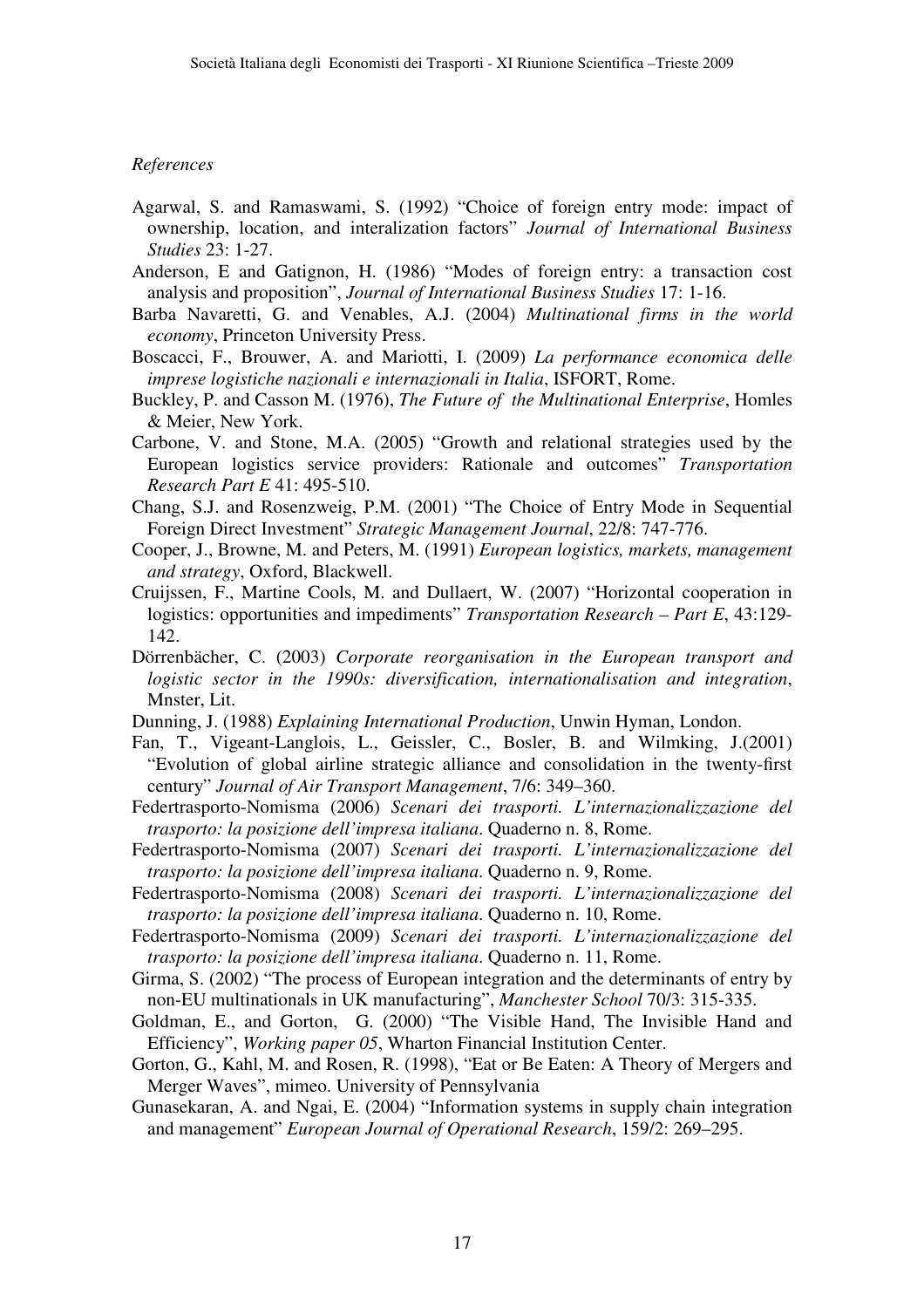*References*

Agarwal, S. and Ramaswami, S. (1992) "Choice of foreign entry mode: impact of ownership, location, and interalization factors" *Journal of International Business Studies* 23: 1-27.

Anderson, E and Gatignon, H. (1986) "Modes of foreign entry: a transaction cost analysis and proposition", *Journal of International Business Studies* 17: 1-16.

Barba Navaretti, G. and Venables, A.J. (2004) *Multinational firms in the world economy*, Princeton University Press.

Boscacci, F., Brouwer, A. and Mariotti, I. (2009) *La performance economica delle imprese logistiche nazionali e internazionali in Italia*, ISFORT, Rome.

Buckley, P. and Casson M. (1976), *The Future of the Multinational Enterprise*, Homles & Meier, New York.

Carbone, V. and Stone, M.A. (2005) "Growth and relational strategies used by the European logistics service providers: Rationale and outcomes" *Transportation Research Part E* 41: 495-510.

Chang, S.J. and Rosenzweig, P.M. (2001) "The Choice of Entry Mode in Sequential Foreign Direct Investment" *Strategic Management Journal*, 22/8: 747-776.

Cooper, J., Browne, M. and Peters, M. (1991) *European logistics, markets, management and strategy*, Oxford, Blackwell.

Cruijssen, F., Martine Cools, M. and Dullaert, W. (2007) "Horizontal cooperation in logistics: opportunities and impediments" *Transportation Research – Part E*, 43:129-142.

Dörrenbächer, C. (2003) *Corporate reorganisation in the European transport and logistic sector in the 1990s: diversification, internationalisation and integration*, Mnster, Lit.

Dunning, J. (1988) *Explaining International Production*, Unwin Hyman, London.

Fan, T., Vigeant-Langlois, L., Geissler, C., Bosler, B. and Wilmking, J.(2001) "Evolution of global airline strategic alliance and consolidation in the twenty-first century" *Journal of Air Transport Management*, 7/6: 349–360.

Federtrasporto-Nomisma (2006) *Scenari dei trasporti. L'internazionalizzazione del trasporto: la posizione dell'impresa italiana*. Quaderno n. 8, Rome.

Federtrasporto-Nomisma (2007) *Scenari dei trasporti. L'internazionalizzazione del trasporto: la posizione dell'impresa italiana*. Quaderno n. 9, Rome.

Federtrasporto-Nomisma (2008) *Scenari dei trasporti. L'internazionalizzazione del trasporto: la posizione dell'impresa italiana*. Quaderno n. 10, Rome.

Federtrasporto-Nomisma (2009) *Scenari dei trasporti. L'internazionalizzazione del trasporto: la posizione dell'impresa italiana*. Quaderno n. 11, Rome.

Girma, S. (2002) "The process of European integration and the determinants of entry by non-EU multinationals in UK manufacturing", *Manchester School* 70/3: 315-335.

Goldman, E., and Gorton, G. (2000) "The Visible Hand, The Invisible Hand and Efficiency", *Working paper 05*, Wharton Financial Institution Center.

Gorton, G., Kahl, M. and Rosen, R. (1998), "Eat or Be Eaten: A Theory of Mergers and Merger Waves", mimeo. University of Pennsylvania

Gunasekaran, A. and Ngai, E. (2004) "Information systems in supply chain integration and management" *European Journal of Operational Research*, 159/2: 269–295.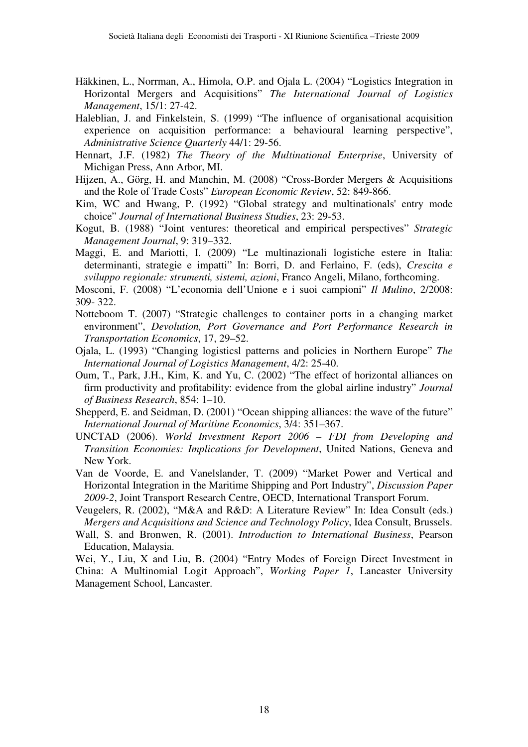Häkkinen, L., Norrman, A., Himola, O.P. and Ojala L. (2004) "Logistics Integration in Horizontal Mergers and Acquisitions" *The International Journal of Logistics Management*, 15/1: 27-42.

Haleblian, J. and Finkelstein, S. (1999) "The influence of organisational acquisition experience on acquisition performance: a behavioural learning perspective", *Administrative Science Quarterly* 44/1: 29-56.

Hennart, J.F. (1982) *The Theory of the Multinational Enterprise*, University of Michigan Press, Ann Arbor, MI.

Hijzen, A., Görg, H. and Manchin, M. (2008) "Cross-Border Mergers & Acquisitions and the Role of Trade Costs" *European Economic Review*, 52: 849-866.

Kim, WC and Hwang, P. (1992) "Global strategy and multinationals' entry mode choice" *Journal of International Business Studies*, 23: 29-53.

Kogut, B. (1988) "Joint ventures: theoretical and empirical perspectives" *Strategic Management Journal*, 9: 319–332.

Maggi, E. and Mariotti, I. (2009) "Le multinazionali logistiche estere in Italia: determinanti, strategie e impatti" In: Borri, D. and Ferlaino, F. (eds), *Crescita e sviluppo regionale: strumenti, sistemi, azioni*, Franco Angeli, Milano, forthcoming.

Mosconi, F. (2008) "L'economia dell'Unione e i suoi campioni" *Il Mulino*, 2/2008: 309- 322.

Notteboom T. (2007) "Strategic challenges to container ports in a changing market environment", *Devolution, Port Governance and Port Performance Research in Transportation Economics*, 17, 29–52.

Ojala, L. (1993) "Changing logisticsl patterns and policies in Northern Europe" *The International Journal of Logistics Management*, 4/2: 25-40.

Oum, T., Park, J.H., Kim, K. and Yu, C. (2002) "The effect of horizontal alliances on firm productivity and profitability: evidence from the global airline industry" *Journal of Business Research*, 854: 1–10.

Shepperd, E. and Seidman, D. (2001) "Ocean shipping alliances: the wave of the future" *International Journal of Maritime Economics*, 3/4: 351–367.

UNCTAD (2006). *World Investment Report 2006 – FDI from Developing and Transition Economies: Implications for Development*, United Nations, Geneva and New York.

Van de Voorde, E. and Vanelslander, T. (2009) "Market Power and Vertical and Horizontal Integration in the Maritime Shipping and Port Industry", *Discussion Paper 2009-2*, Joint Transport Research Centre, OECD, International Transport Forum.

Veugelers, R. (2002), "M&A and R&D: A Literature Review" In: Idea Consult (eds.) *Mergers and Acquisitions and Science and Technology Policy*, Idea Consult, Brussels.

Wall, S. and Bronwen, R. (2001). *Introduction to International Business*, Pearson Education, Malaysia.

Wei, Y., Liu, X and Liu, B. (2004) "Entry Modes of Foreign Direct Investment in China: A Multinomial Logit Approach", *Working Paper 1*, Lancaster University Management School, Lancaster.